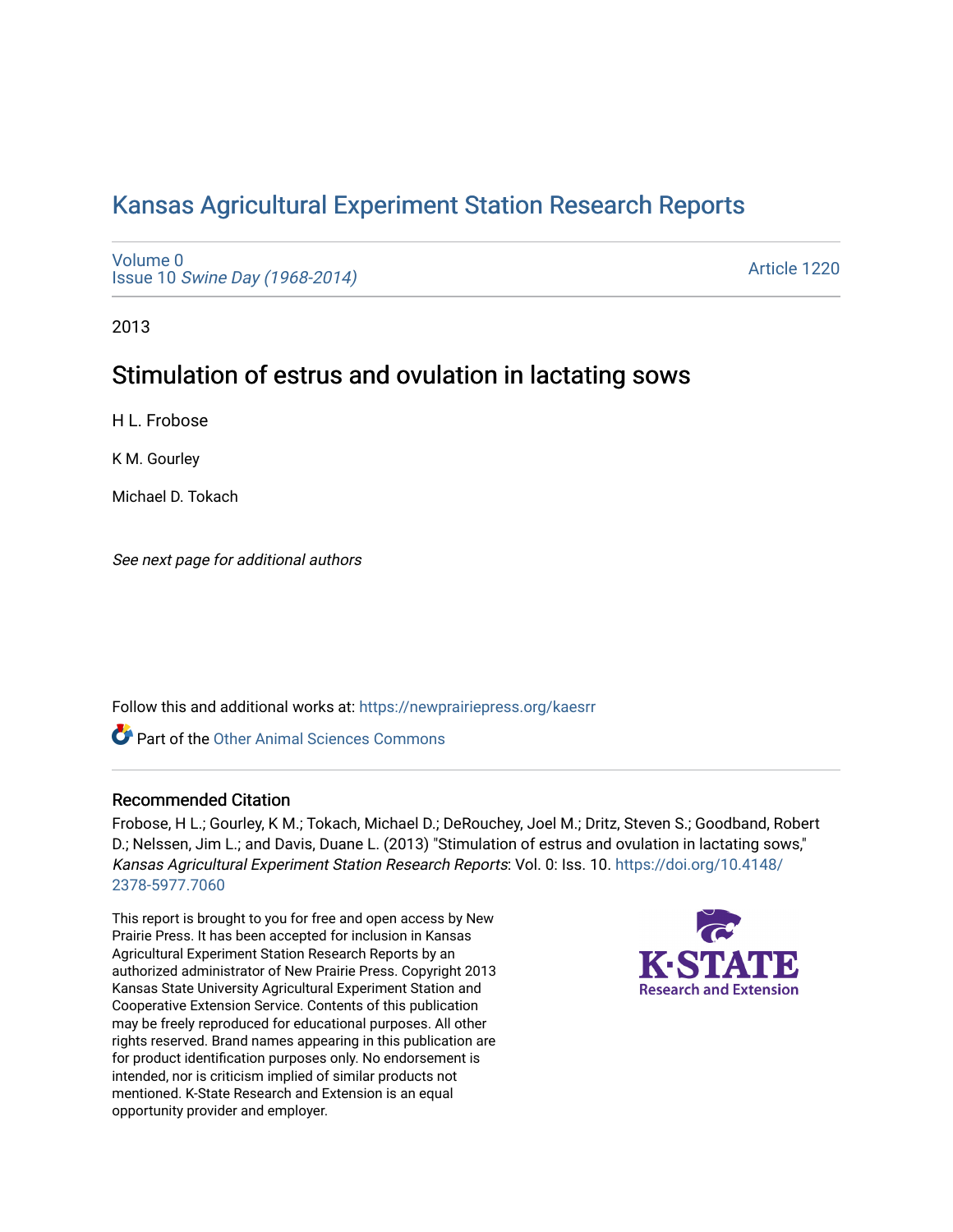# Kansas Agricultural Experiment Station Research Reports

Volume 0
Issue 10 *Swine Day (1968-2014)*

Article 1220

2013

## Stimulation of estrus and ovulation in lactating sows

H L. Frobose

K M. Gourley

Michael D. Tokach

*See next page for additional authors*

Follow this and additional works at: https://newprairiepress.org/kaesrr

Part of the Other Animal Sciences Commons

### Recommended Citation

Frobose, H L.; Gourley, K M.; Tokach, Michael D.; DeRouchey, Joel M.; Dritz, Steven S.; Goodband, Robert D.; Nelssen, Jim L.; and Davis, Duane L. (2013) "Stimulation of estrus and ovulation in lactating sows," *Kansas Agricultural Experiment Station Research Reports*: Vol. 0: Iss. 10. https://doi.org/10.4148/2378-5977.7060

This report is brought to you for free and open access by New Prairie Press. It has been accepted for inclusion in Kansas Agricultural Experiment Station Research Reports by an authorized administrator of New Prairie Press. Copyright 2013 Kansas State University Agricultural Experiment Station and Cooperative Extension Service. Contents of this publication may be freely reproduced for educational purposes. All other rights reserved. Brand names appearing in this publication are for product identification purposes only. No endorsement is intended, nor is criticism implied of similar products not mentioned. K-State Research and Extension is an equal opportunity provider and employer.

K-STATE Research and Extension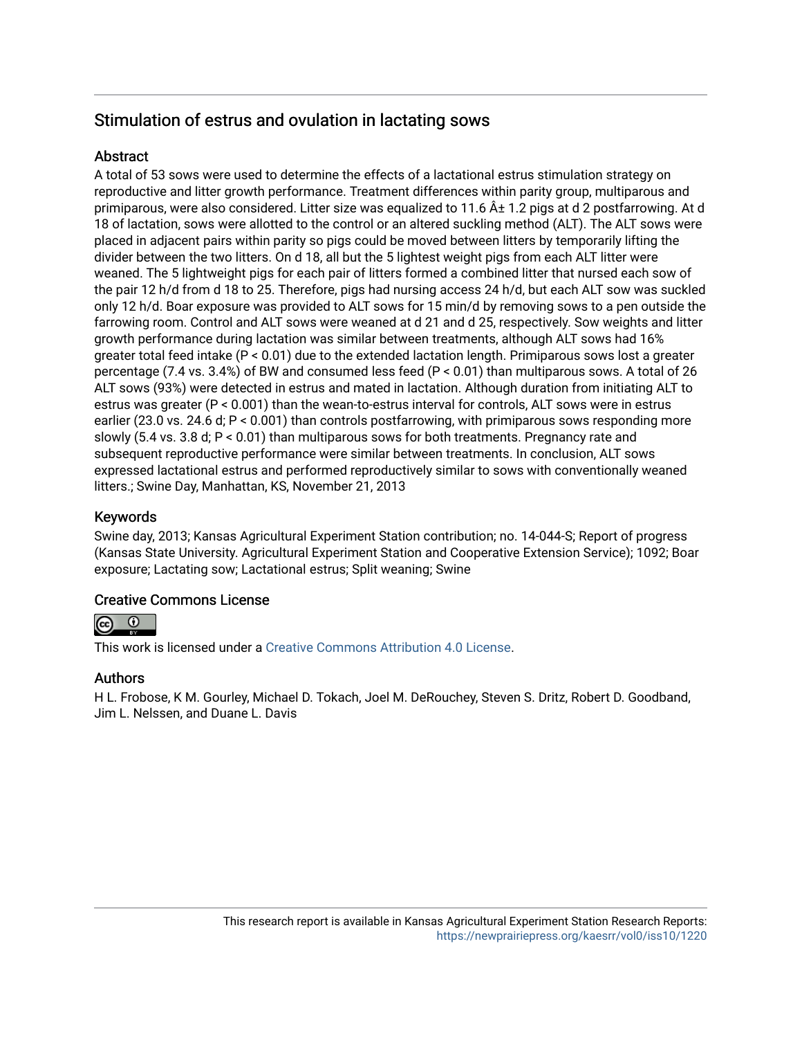## Stimulation of estrus and ovulation in lactating sows

### Abstract

A total of 53 sows were used to determine the effects of a lactational estrus stimulation strategy on reproductive and litter growth performance. Treatment differences within parity group, multiparous and primiparous, were also considered. Litter size was equalized to 11.6 Â± 1.2 pigs at d 2 postfarrowing. At d 18 of lactation, sows were allotted to the control or an altered suckling method (ALT). The ALT sows were placed in adjacent pairs within parity so pigs could be moved between litters by temporarily lifting the divider between the two litters. On d 18, all but the 5 lightest weight pigs from each ALT litter were weaned. The 5 lightweight pigs for each pair of litters formed a combined litter that nursed each sow of the pair 12 h/d from d 18 to 25. Therefore, pigs had nursing access 24 h/d, but each ALT sow was suckled only 12 h/d. Boar exposure was provided to ALT sows for 15 min/d by removing sows to a pen outside the farrowing room. Control and ALT sows were weaned at d 21 and d 25, respectively. Sow weights and litter growth performance during lactation was similar between treatments, although ALT sows had 16% greater total feed intake ($P < 0.01$) due to the extended lactation length. Primiparous sows lost a greater percentage (7.4 vs. 3.4%) of BW and consumed less feed ($P < 0.01$) than multiparous sows. A total of 26 ALT sows (93%) were detected in estrus and mated in lactation. Although duration from initiating ALT to estrus was greater ($P < 0.001$) than the wean-to-estrus interval for controls, ALT sows were in estrus earlier (23.0 vs. 24.6 d; $P < 0.001$) than controls postfarrowing, with primiparous sows responding more slowly (5.4 vs. 3.8 d; $P < 0.01$) than multiparous sows for both treatments. Pregnancy rate and subsequent reproductive performance were similar between treatments. In conclusion, ALT sows expressed lactational estrus and performed reproductively similar to sows with conventionally weaned litters.; Swine Day, Manhattan, KS, November 21, 2013

### Keywords

Swine day, 2013; Kansas Agricultural Experiment Station contribution; no. 14-044-S; Report of progress (Kansas State University. Agricultural Experiment Station and Cooperative Extension Service); 1092; Boar exposure; Lactating sow; Lactational estrus; Split weaning; Swine

### Creative Commons License

This work is licensed under a Creative Commons Attribution 4.0 License.

### Authors

H L. Frobose, K M. Gourley, Michael D. Tokach, Joel M. DeRouchey, Steven S. Dritz, Robert D. Goodband, Jim L. Nelssen, and Duane L. Davis

This research report is available in Kansas Agricultural Experiment Station Research Reports: https://newprairiepress.org/kaesrr/vol0/iss10/1220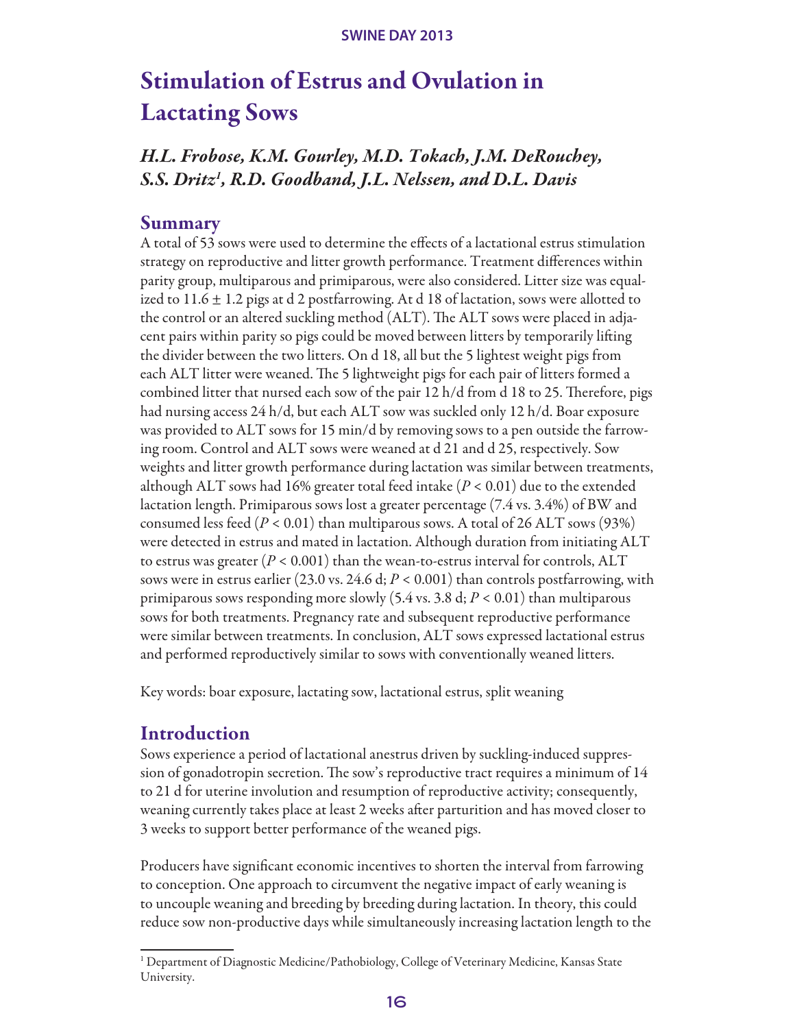# Stimulation of Estrus and Ovulation in Lactating Sows

*H.L. Frobose, K.M. Gourley, M.D. Tokach, J.M. DeRouchey, S.S. Dritz[1], R.D. Goodband, J.L. Nelssen, and D.L. Davis*

## Summary

A total of 53 sows were used to determine the effects of a lactational estrus stimulation strategy on reproductive and litter growth performance. Treatment differences within parity group, multiparous and primiparous, were also considered. Litter size was equalized to 11.6 ± 1.2 pigs at d 2 postfarrowing. At d 18 of lactation, sows were allotted to the control or an altered suckling method (ALT). The ALT sows were placed in adjacent pairs within parity so pigs could be moved between litters by temporarily lifting the divider between the two litters. On d 18, all but the 5 lightest weight pigs from each ALT litter were weaned. The 5 lightweight pigs for each pair of litters formed a combined litter that nursed each sow of the pair 12 h/d from d 18 to 25. Therefore, pigs had nursing access 24 h/d, but each ALT sow was suckled only 12 h/d. Boar exposure was provided to ALT sows for 15 min/d by removing sows to a pen outside the farrowing room. Control and ALT sows were weaned at d 21 and d 25, respectively. Sow weights and litter growth performance during lactation was similar between treatments, although ALT sows had 16% greater total feed intake ($P < 0.01$) due to the extended lactation length. Primiparous sows lost a greater percentage (7.4 vs. 3.4%) of BW and consumed less feed ($P < 0.01$) than multiparous sows. A total of 26 ALT sows (93%) were detected in estrus and mated in lactation. Although duration from initiating ALT to estrus was greater ($P < 0.001$) than the wean-to-estrus interval for controls, ALT sows were in estrus earlier (23.0 vs. 24.6 d; $P < 0.001$) than controls postfarrowing, with primiparous sows responding more slowly (5.4 vs. 3.8 d; $P < 0.01$) than multiparous sows for both treatments. Pregnancy rate and subsequent reproductive performance were similar between treatments. In conclusion, ALT sows expressed lactational estrus and performed reproductively similar to sows with conventionally weaned litters.

Key words: boar exposure, lactating sow, lactational estrus, split weaning

## Introduction

Sows experience a period of lactational anestrus driven by suckling-induced suppression of gonadotropin secretion. The sow's reproductive tract requires a minimum of 14 to 21 d for uterine involution and resumption of reproductive activity; consequently, weaning currently takes place at least 2 weeks after parturition and has moved closer to 3 weeks to support better performance of the weaned pigs.

Producers have significant economic incentives to shorten the interval from farrowing to conception. One approach to circumvent the negative impact of early weaning is to uncouple weaning and breeding by breeding during lactation. In theory, this could reduce sow non-productive days while simultaneously increasing lactation length to the

[1] Department of Diagnostic Medicine/Pathobiology, College of Veterinary Medicine, Kansas State University.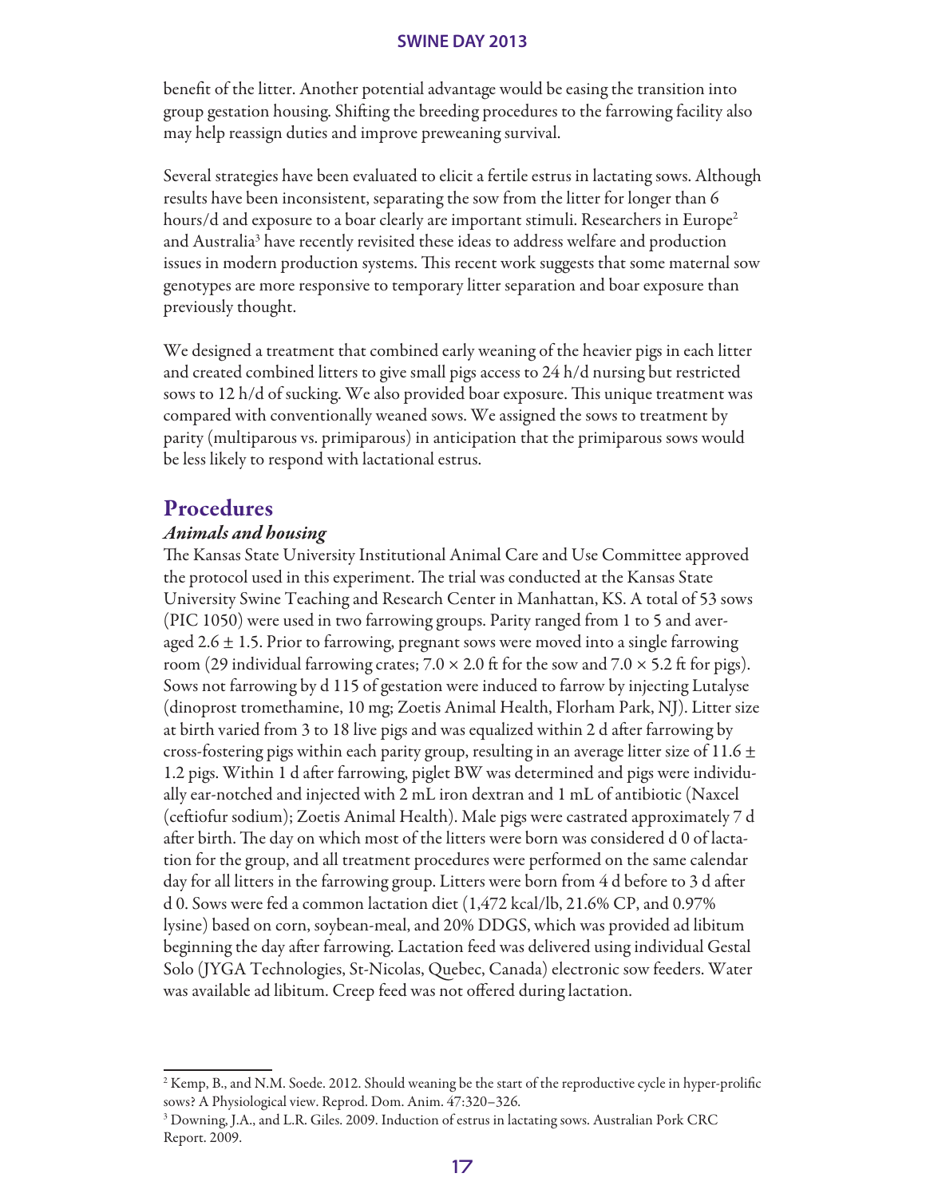benefit of the litter. Another potential advantage would be easing the transition into group gestation housing. Shifting the breeding procedures to the farrowing facility also may help reassign duties and improve preweaning survival.

Several strategies have been evaluated to elicit a fertile estrus in lactating sows. Although results have been inconsistent, separating the sow from the litter for longer than 6 hours/d and exposure to a boar clearly are important stimuli. Researchers in Europe[2] and Australia[3] have recently revisited these ideas to address welfare and production issues in modern production systems. This recent work suggests that some maternal sow genotypes are more responsive to temporary litter separation and boar exposure than previously thought.

We designed a treatment that combined early weaning of the heavier pigs in each litter and created combined litters to give small pigs access to 24 h/d nursing but restricted sows to 12 h/d of sucking. We also provided boar exposure. This unique treatment was compared with conventionally weaned sows. We assigned the sows to treatment by parity (multiparous vs. primiparous) in anticipation that the primiparous sows would be less likely to respond with lactational estrus.

## Procedures

### *Animals and housing*

The Kansas State University Institutional Animal Care and Use Committee approved the protocol used in this experiment. The trial was conducted at the Kansas State University Swine Teaching and Research Center in Manhattan, KS. A total of 53 sows (PIC 1050) were used in two farrowing groups. Parity ranged from 1 to 5 and averaged 2.6 ± 1.5. Prior to farrowing, pregnant sows were moved into a single farrowing room (29 individual farrowing crates; 7.0 × 2.0 ft for the sow and 7.0 × 5.2 ft for pigs). Sows not farrowing by d 115 of gestation were induced to farrow by injecting Lutalyse (dinoprost tromethamine, 10 mg; Zoetis Animal Health, Florham Park, NJ). Litter size at birth varied from 3 to 18 live pigs and was equalized within 2 d after farrowing by cross-fostering pigs within each parity group, resulting in an average litter size of 11.6 ± 1.2 pigs. Within 1 d after farrowing, piglet BW was determined and pigs were individually ear-notched and injected with 2 mL iron dextran and 1 mL of antibiotic (Naxcel (ceftiofur sodium); Zoetis Animal Health). Male pigs were castrated approximately 7 d after birth. The day on which most of the litters were born was considered d 0 of lactation for the group, and all treatment procedures were performed on the same calendar day for all litters in the farrowing group. Litters were born from 4 d before to 3 d after d 0. Sows were fed a common lactation diet (1,472 kcal/lb, 21.6% CP, and 0.97% lysine) based on corn, soybean-meal, and 20% DDGS, which was provided ad libitum beginning the day after farrowing. Lactation feed was delivered using individual Gestal Solo (JYGA Technologies, St-Nicolas, Quebec, Canada) electronic sow feeders. Water was available ad libitum. Creep feed was not offered during lactation.

---

[2] Kemp, B., and N.M. Soede. 2012. Should weaning be the start of the reproductive cycle in hyper-prolific sows? A Physiological view. Reprod. Dom. Anim. 47:320–326.

[3] Downing, J.A., and L.R. Giles. 2009. Induction of estrus in lactating sows. Australian Pork CRC Report. 2009.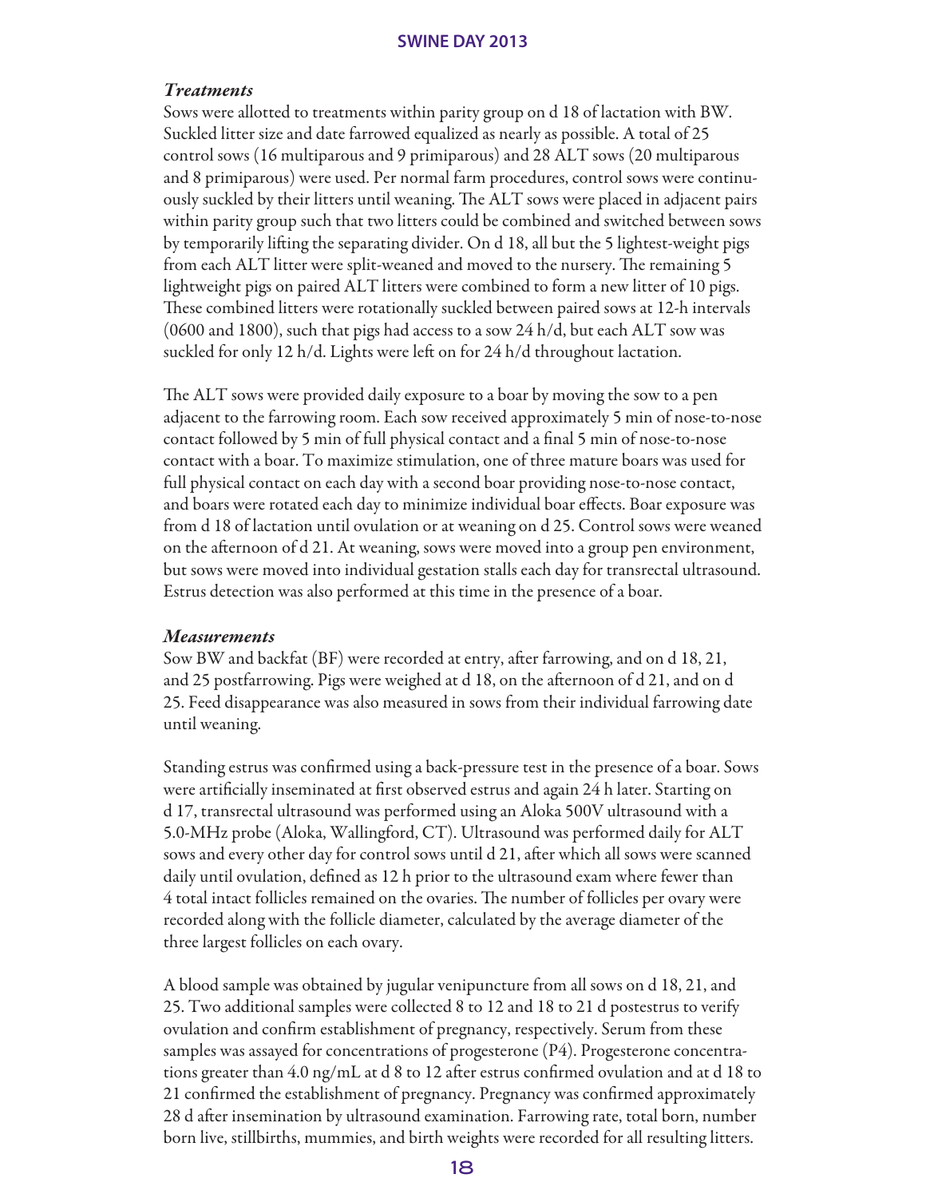### *Treatments*

Sows were allotted to treatments within parity group on d 18 of lactation with BW. Suckled litter size and date farrowed equalized as nearly as possible. A total of 25 control sows (16 multiparous and 9 primiparous) and 28 ALT sows (20 multiparous and 8 primiparous) were used. Per normal farm procedures, control sows were continuously suckled by their litters until weaning. The ALT sows were placed in adjacent pairs within parity group such that two litters could be combined and switched between sows by temporarily lifting the separating divider. On d 18, all but the 5 lightest-weight pigs from each ALT litter were split-weaned and moved to the nursery. The remaining 5 lightweight pigs on paired ALT litters were combined to form a new litter of 10 pigs. These combined litters were rotationally suckled between paired sows at 12-h intervals (0600 and 1800), such that pigs had access to a sow 24 h/d, but each ALT sow was suckled for only 12 h/d. Lights were left on for 24 h/d throughout lactation.

The ALT sows were provided daily exposure to a boar by moving the sow to a pen adjacent to the farrowing room. Each sow received approximately 5 min of nose-to-nose contact followed by 5 min of full physical contact and a final 5 min of nose-to-nose contact with a boar. To maximize stimulation, one of three mature boars was used for full physical contact on each day with a second boar providing nose-to-nose contact, and boars were rotated each day to minimize individual boar effects. Boar exposure was from d 18 of lactation until ovulation or at weaning on d 25. Control sows were weaned on the afternoon of d 21. At weaning, sows were moved into a group pen environment, but sows were moved into individual gestation stalls each day for transrectal ultrasound. Estrus detection was also performed at this time in the presence of a boar.

### *Measurements*

Sow BW and backfat (BF) were recorded at entry, after farrowing, and on d 18, 21, and 25 postfarrowing. Pigs were weighed at d 18, on the afternoon of d 21, and on d 25. Feed disappearance was also measured in sows from their individual farrowing date until weaning.

Standing estrus was confirmed using a back-pressure test in the presence of a boar. Sows were artificially inseminated at first observed estrus and again 24 h later. Starting on d 17, transrectal ultrasound was performed using an Aloka 500V ultrasound with a 5.0-MHz probe (Aloka, Wallingford, CT). Ultrasound was performed daily for ALT sows and every other day for control sows until d 21, after which all sows were scanned daily until ovulation, defined as 12 h prior to the ultrasound exam where fewer than 4 total intact follicles remained on the ovaries. The number of follicles per ovary were recorded along with the follicle diameter, calculated by the average diameter of the three largest follicles on each ovary.

A blood sample was obtained by jugular venipuncture from all sows on d 18, 21, and 25. Two additional samples were collected 8 to 12 and 18 to 21 d postestrus to verify ovulation and confirm establishment of pregnancy, respectively. Serum from these samples was assayed for concentrations of progesterone (P4). Progesterone concentrations greater than 4.0 ng/mL at d 8 to 12 after estrus confirmed ovulation and at d 18 to 21 confirmed the establishment of pregnancy. Pregnancy was confirmed approximately 28 d after insemination by ultrasound examination. Farrowing rate, total born, number born live, stillbirths, mummies, and birth weights were recorded for all resulting litters.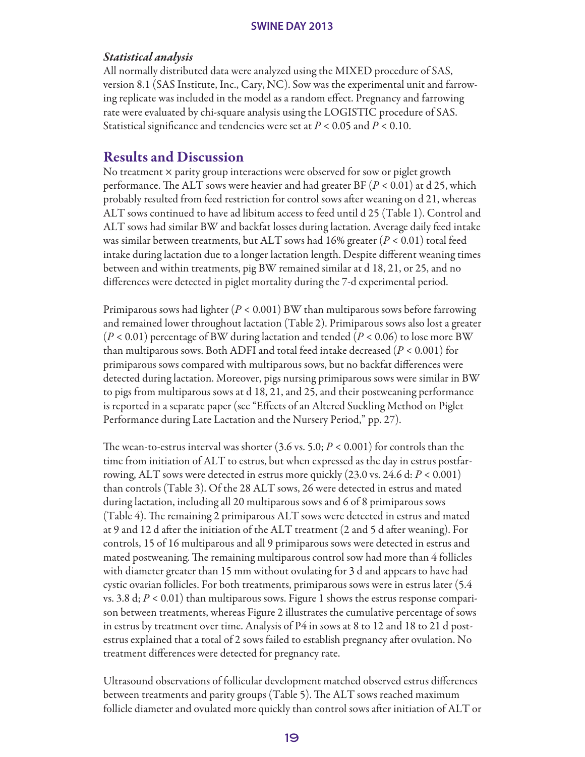### *Statistical analysis*

All normally distributed data were analyzed using the MIXED procedure of SAS, version 8.1 (SAS Institute, Inc., Cary, NC). Sow was the experimental unit and farrowing replicate was included in the model as a random effect. Pregnancy and farrowing rate were evaluated by chi-square analysis using the LOGISTIC procedure of SAS. Statistical significance and tendencies were set at $P < 0.05$ and $P < 0.10$.

## Results and Discussion

No treatment × parity group interactions were observed for sow or piglet growth performance. The ALT sows were heavier and had greater BF ($P < 0.01$) at d 25, which probably resulted from feed restriction for control sows after weaning on d 21, whereas ALT sows continued to have ad libitum access to feed until d 25 (Table 1). Control and ALT sows had similar BW and backfat losses during lactation. Average daily feed intake was similar between treatments, but ALT sows had 16% greater ($P < 0.01$) total feed intake during lactation due to a longer lactation length. Despite different weaning times between and within treatments, pig BW remained similar at d 18, 21, or 25, and no differences were detected in piglet mortality during the 7-d experimental period.

Primiparous sows had lighter ($P < 0.001$) BW than multiparous sows before farrowing and remained lower throughout lactation (Table 2). Primiparous sows also lost a greater ($P < 0.01$) percentage of BW during lactation and tended ($P < 0.06$) to lose more BW than multiparous sows. Both ADFI and total feed intake decreased ($P < 0.001$) for primiparous sows compared with multiparous sows, but no backfat differences were detected during lactation. Moreover, pigs nursing primiparous sows were similar in BW to pigs from multiparous sows at d 18, 21, and 25, and their postweaning performance is reported in a separate paper (see "Effects of an Altered Suckling Method on Piglet Performance during Late Lactation and the Nursery Period," pp. 27).

The wean-to-estrus interval was shorter (3.6 vs. 5.0; $P < 0.001$) for controls than the time from initiation of ALT to estrus, but when expressed as the day in estrus postfarrowing, ALT sows were detected in estrus more quickly (23.0 vs. 24.6 d: $P < 0.001$) than controls (Table 3). Of the 28 ALT sows, 26 were detected in estrus and mated during lactation, including all 20 multiparous sows and 6 of 8 primiparous sows (Table 4). The remaining 2 primiparous ALT sows were detected in estrus and mated at 9 and 12 d after the initiation of the ALT treatment (2 and 5 d after weaning). For controls, 15 of 16 multiparous and all 9 primiparous sows were detected in estrus and mated postweaning. The remaining multiparous control sow had more than 4 follicles with diameter greater than 15 mm without ovulating for 3 d and appears to have had cystic ovarian follicles. For both treatments, primiparous sows were in estrus later (5.4 vs. 3.8 d; $P < 0.01$) than multiparous sows. Figure 1 shows the estrus response comparison between treatments, whereas Figure 2 illustrates the cumulative percentage of sows in estrus by treatment over time. Analysis of P4 in sows at 8 to 12 and 18 to 21 d postestrus explained that a total of 2 sows failed to establish pregnancy after ovulation. No treatment differences were detected for pregnancy rate.

Ultrasound observations of follicular development matched observed estrus differences between treatments and parity groups (Table 5). The ALT sows reached maximum follicle diameter and ovulated more quickly than control sows after initiation of ALT or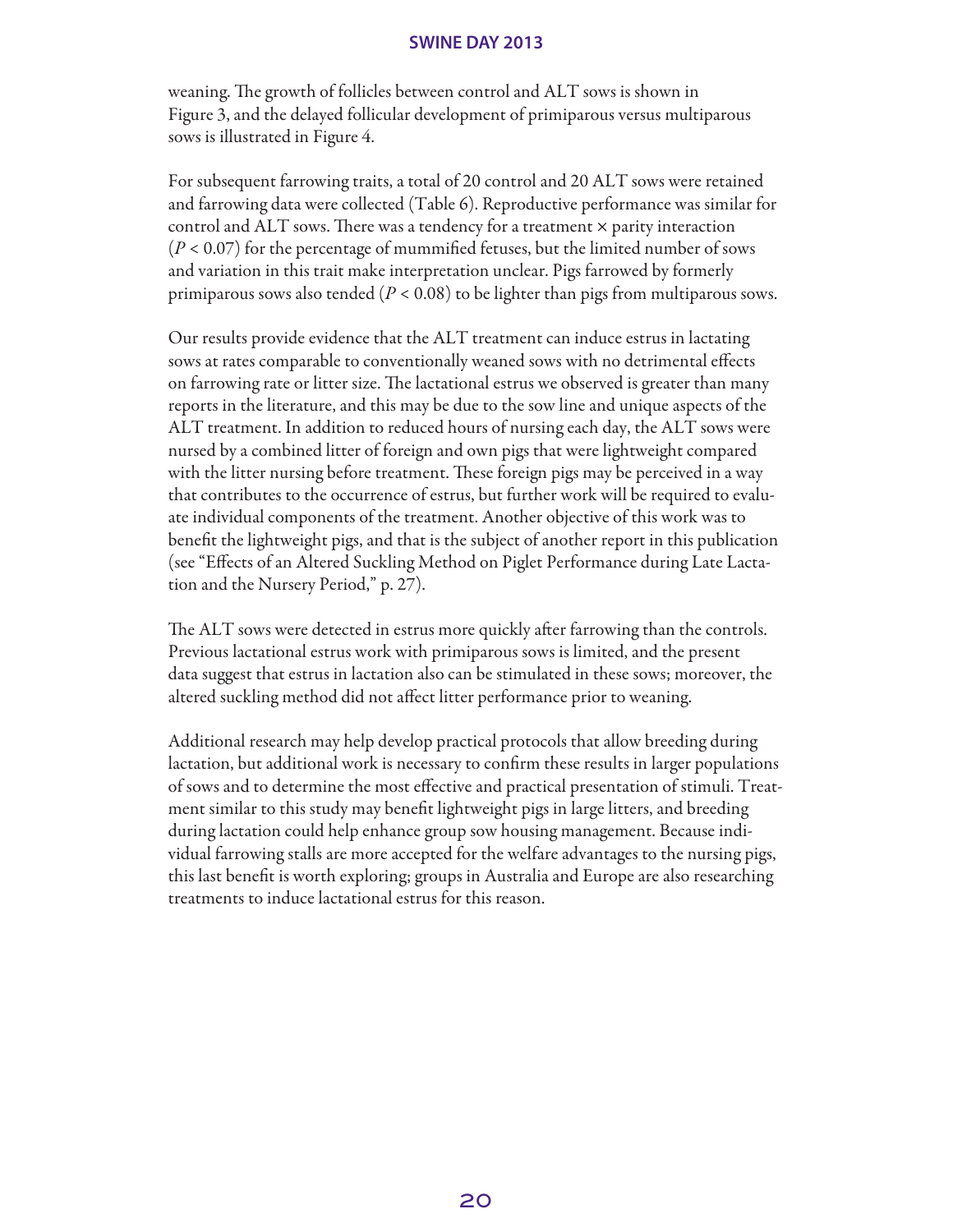weaning. The growth of follicles between control and ALT sows is shown in Figure 3, and the delayed follicular development of primiparous versus multiparous sows is illustrated in Figure 4.

For subsequent farrowing traits, a total of 20 control and 20 ALT sows were retained and farrowing data were collected (Table 6). Reproductive performance was similar for control and ALT sows. There was a tendency for a treatment × parity interaction ($P < 0.07$) for the percentage of mummified fetuses, but the limited number of sows and variation in this trait make interpretation unclear. Pigs farrowed by formerly primiparous sows also tended ($P < 0.08$) to be lighter than pigs from multiparous sows.

Our results provide evidence that the ALT treatment can induce estrus in lactating sows at rates comparable to conventionally weaned sows with no detrimental effects on farrowing rate or litter size. The lactational estrus we observed is greater than many reports in the literature, and this may be due to the sow line and unique aspects of the ALT treatment. In addition to reduced hours of nursing each day, the ALT sows were nursed by a combined litter of foreign and own pigs that were lightweight compared with the litter nursing before treatment. These foreign pigs may be perceived in a way that contributes to the occurrence of estrus, but further work will be required to evaluate individual components of the treatment. Another objective of this work was to benefit the lightweight pigs, and that is the subject of another report in this publication (see "Effects of an Altered Suckling Method on Piglet Performance during Late Lactation and the Nursery Period," p. 27).

The ALT sows were detected in estrus more quickly after farrowing than the controls. Previous lactational estrus work with primiparous sows is limited, and the present data suggest that estrus in lactation also can be stimulated in these sows; moreover, the altered suckling method did not affect litter performance prior to weaning.

Additional research may help develop practical protocols that allow breeding during lactation, but additional work is necessary to confirm these results in larger populations of sows and to determine the most effective and practical presentation of stimuli. Treatment similar to this study may benefit lightweight pigs in large litters, and breeding during lactation could help enhance group sow housing management. Because individual farrowing stalls are more accepted for the welfare advantages to the nursing pigs, this last benefit is worth exploring; groups in Australia and Europe are also researching treatments to induce lactational estrus for this reason.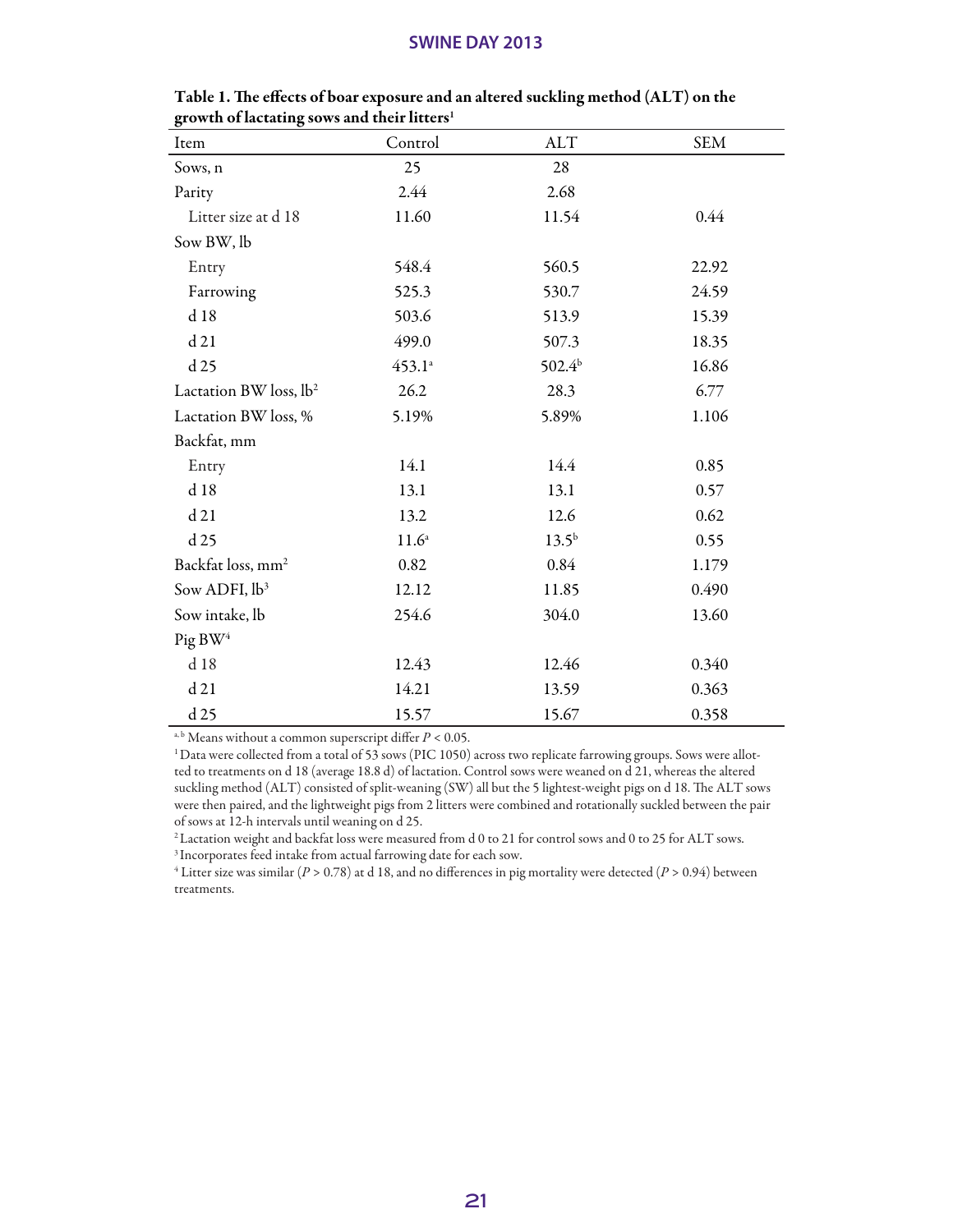**Table 1. The effects of boar exposure and an altered suckling method (ALT) on the growth of lactating sows and their litters[1]**

| Item | Control | ALT | SEM |
|---|---|---|---|
| Sows, n | 25 | 28 | |
| Parity | 2.44 | 2.68 | |
| Litter size at d 18 | 11.60 | 11.54 | 0.44 |
| Sow BW, lb | | | |
| Entry | 548.4 | 560.5 | 22.92 |
| Farrowing | 525.3 | 530.7 | 24.59 |
| d 18 | 503.6 | 513.9 | 15.39 |
| d 21 | 499.0 | 507.3 | 18.35 |
| d 25 | 453.1[a] | 502.4[b] | 16.86 |
| Lactation BW loss, lb[2] | 26.2 | 28.3 | 6.77 |
| Lactation BW loss, % | 5.19% | 5.89% | 1.106 |
| Backfat, mm | | | |
| Entry | 14.1 | 14.4 | 0.85 |
| d 18 | 13.1 | 13.1 | 0.57 |
| d 21 | 13.2 | 12.6 | 0.62 |
| d 25 | 11.6[a] | 13.5[b] | 0.55 |
| Backfat loss, mm[2] | 0.82 | 0.84 | 1.179 |
| Sow ADFI, lb[3] | 12.12 | 11.85 | 0.490 |
| Sow intake, lb | 254.6 | 304.0 | 13.60 |
| Pig BW[4] | | | |
| d 18 | 12.43 | 12.46 | 0.340 |
| d 21 | 14.21 | 13.59 | 0.363 |
| d 25 | 15.57 | 15.67 | 0.358 |

[a, b] Means without a common superscript differ $P < 0.05$.

[1] Data were collected from a total of 53 sows (PIC 1050) across two replicate farrowing groups. Sows were allotted to treatments on d 18 (average 18.8 d) of lactation. Control sows were weaned on d 21, whereas the altered suckling method (ALT) consisted of split-weaning (SW) all but the 5 lightest-weight pigs on d 18. The ALT sows were then paired, and the lightweight pigs from 2 litters were combined and rotationally suckled between the pair of sows at 12-h intervals until weaning on d 25.

[2] Lactation weight and backfat loss were measured from d 0 to 21 for control sows and 0 to 25 for ALT sows.

[3] Incorporates feed intake from actual farrowing date for each sow.

[4] Litter size was similar ($P > 0.78$) at d 18, and no differences in pig mortality were detected ($P > 0.94$) between treatments.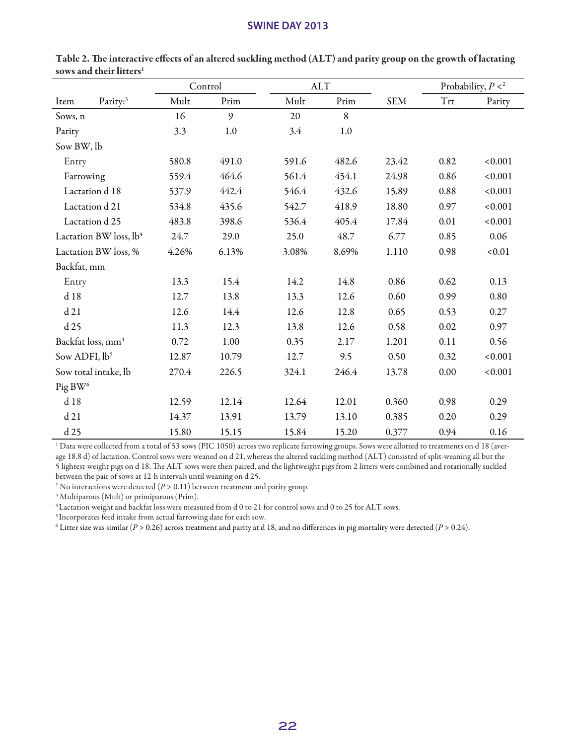**Table 2. The interactive effects of an altered suckling method (ALT) and parity group on the growth of lactating sows and their litters[1]**

| | | Control | | ALT | | | Probability, $P <$[2] | |
|---|---|---|---|---|---|---|---|---|
| Item | Parity:[3] | Mult | Prim | Mult | Prim | SEM | Trt | Parity |
| Sows, n | | 16 | 9 | 20 | 8 | | | |
| Parity | | 3.3 | 1.0 | 3.4 | 1.0 | | | |
| Sow BW, lb | | | | | | | | |
| Entry | | 580.8 | 491.0 | 591.6 | 482.6 | 23.42 | 0.82 | <0.001 |
| Farrowing | | 559.4 | 464.6 | 561.4 | 454.1 | 24.98 | 0.86 | <0.001 |
| Lactation d 18 | | 537.9 | 442.4 | 546.4 | 432.6 | 15.89 | 0.88 | <0.001 |
| Lactation d 21 | | 534.8 | 435.6 | 542.7 | 418.9 | 18.80 | 0.97 | <0.001 |
| Lactation d 25 | | 483.8 | 398.6 | 536.4 | 405.4 | 17.84 | 0.01 | <0.001 |
| Lactation BW loss, lb[4] | | 24.7 | 29.0 | 25.0 | 48.7 | 6.77 | 0.85 | 0.06 |
| Lactation BW loss, % | | 4.26% | 6.13% | 3.08% | 8.69% | 1.110 | 0.98 | <0.01 |
| Backfat, mm | | | | | | | | |
| Entry | | 13.3 | 15.4 | 14.2 | 14.8 | 0.86 | 0.62 | 0.13 |
| d 18 | | 12.7 | 13.8 | 13.3 | 12.6 | 0.60 | 0.99 | 0.80 |
| d 21 | | 12.6 | 14.4 | 12.6 | 12.8 | 0.65 | 0.53 | 0.27 |
| d 25 | | 11.3 | 12.3 | 13.8 | 12.6 | 0.58 | 0.02 | 0.97 |
| Backfat loss, mm[4] | | 0.72 | 1.00 | 0.35 | 2.17 | 1.201 | 0.11 | 0.56 |
| Sow ADFI, lb[5] | | 12.87 | 10.79 | 12.7 | 9.5 | 0.50 | 0.32 | <0.001 |
| Sow total intake, lb | | 270.4 | 226.5 | 324.1 | 246.4 | 13.78 | 0.00 | <0.001 |
| Pig BW[6] | | | | | | | | |
| d 18 | | 12.59 | 12.14 | 12.64 | 12.01 | 0.360 | 0.98 | 0.29 |
| d 21 | | 14.37 | 13.91 | 13.79 | 13.10 | 0.385 | 0.20 | 0.29 |
| d 25 | | 15.80 | 15.15 | 15.84 | 15.20 | 0.377 | 0.94 | 0.16 |

[1] Data were collected from a total of 53 sows (PIC 1050) across two replicate farrowing groups. Sows were allotted to treatments on d 18 (average 18.8 d) of lactation. Control sows were weaned on d 21, whereas the altered suckling method (ALT) consisted of split-weaning all but the 5 lightest-weight pigs on d 18. The ALT sows were then paired, and the lightweight pigs from 2 litters were combined and rotationally suckled between the pair of sows at 12-h intervals until weaning on d 25.

[2] No interactions were detected ($P > 0.11$) between treatment and parity group.

[3] Multiparous (Mult) or primiparous (Prim).

[4] Lactation weight and backfat loss were measured from d 0 to 21 for control sows and 0 to 25 for ALT sows.

[5] Incorporates feed intake from actual farrowing date for each sow.

[6] Litter size was similar ($P > 0.26$) across treatment and parity at d 18, and no differences in pig mortality were detected ($P > 0.24$).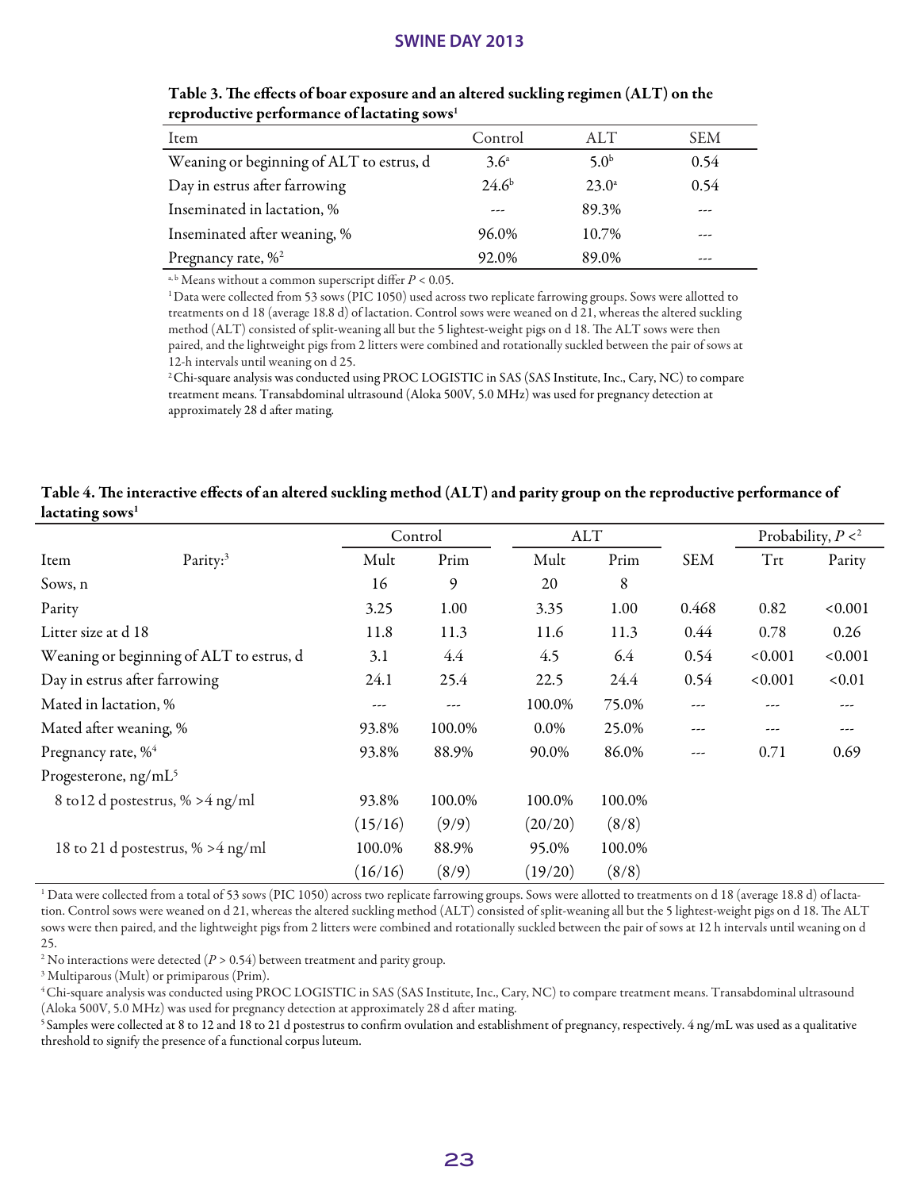**Table 3. The effects of boar exposure and an altered suckling regimen (ALT) on the reproductive performance of lactating sows[1]**

| Item | Control | ALT | SEM |
|---|---|---|---|
| Weaning or beginning of ALT to estrus, d | 3.6[a] | 5.0[b] | 0.54 |
| Day in estrus after farrowing | 24.6[b] | 23.0[a] | 0.54 |
| Inseminated in lactation, % | --- | 89.3% | --- |
| Inseminated after weaning, % | 96.0% | 10.7% | --- |
| Pregnancy rate, %[2] | 92.0% | 89.0% | --- |

[a, b] Means without a common superscript differ $P < 0.05$.

[1] Data were collected from 53 sows (PIC 1050) used across two replicate farrowing groups. Sows were allotted to treatments on d 18 (average 18.8 d) of lactation. Control sows were weaned on d 21, whereas the altered suckling method (ALT) consisted of split-weaning all but the 5 lightest-weight pigs on d 18. The ALT sows were then paired, and the lightweight pigs from 2 litters were combined and rotationally suckled between the pair of sows at 12-h intervals until weaning on d 25.

[2] Chi-square analysis was conducted using PROC LOGISTIC in SAS (SAS Institute, Inc., Cary, NC) to compare treatment means. Transabdominal ultrasound (Aloka 500V, 5.0 MHz) was used for pregnancy detection at approximately 28 d after mating.

**Table 4. The interactive effects of an altered suckling method (ALT) and parity group on the reproductive performance of lactating sows[1]**

| Item | Parity:[3] | Control | | ALT | | SEM | Probability, $P <$[2] | |
|---|---|---|---|---|---|---|---|---|
| | | Mult | Prim | Mult | Prim | | Trt | Parity |
| Sows, n | | 16 | 9 | 20 | 8 | | | |
| Parity | | 3.25 | 1.00 | 3.35 | 1.00 | 0.468 | 0.82 | <0.001 |
| Litter size at d 18 | | 11.8 | 11.3 | 11.6 | 11.3 | 0.44 | 0.78 | 0.26 |
| Weaning or beginning of ALT to estrus, d | | 3.1 | 4.4 | 4.5 | 6.4 | 0.54 | <0.001 | <0.001 |
| Day in estrus after farrowing | | 24.1 | 25.4 | 22.5 | 24.4 | 0.54 | <0.001 | <0.01 |
| Mated in lactation, % | | --- | --- | 100.0% | 75.0% | --- | --- | --- |
| Mated after weaning, % | | 93.8% | 100.0% | 0.0% | 25.0% | --- | --- | --- |
| Pregnancy rate, %[4] | | 93.8% | 88.9% | 90.0% | 86.0% | --- | 0.71 | 0.69 |
| Progesterone, ng/mL[5] | | | | | | | | |
| 8 to12 d postestrus, % >4 ng/ml | | 93.8% | 100.0% | 100.0% | 100.0% | | | |
| | | (15/16) | (9/9) | (20/20) | (8/8) | | | |
| 18 to 21 d postestrus, % >4 ng/ml | | 100.0% | 88.9% | 95.0% | 100.0% | | | |
| | | (16/16) | (8/9) | (19/20) | (8/8) | | | |

[1] Data were collected from a total of 53 sows (PIC 1050) across two replicate farrowing groups. Sows were allotted to treatments on d 18 (average 18.8 d) of lactation. Control sows were weaned on d 21, whereas the altered suckling method (ALT) consisted of split-weaning all but the 5 lightest-weight pigs on d 18. The ALT sows were then paired, and the lightweight pigs from 2 litters were combined and rotationally suckled between the pair of sows at 12 h intervals until weaning on d 25.

[2] No interactions were detected ($P > 0.54$) between treatment and parity group.

[3] Multiparous (Mult) or primiparous (Prim).

[4] Chi-square analysis was conducted using PROC LOGISTIC in SAS (SAS Institute, Inc., Cary, NC) to compare treatment means. Transabdominal ultrasound (Aloka 500V, 5.0 MHz) was used for pregnancy detection at approximately 28 d after mating.

[5] Samples were collected at 8 to 12 and 18 to 21 d postestrus to confirm ovulation and establishment of pregnancy, respectively. 4 ng/mL was used as a qualitative threshold to signify the presence of a functional corpus luteum.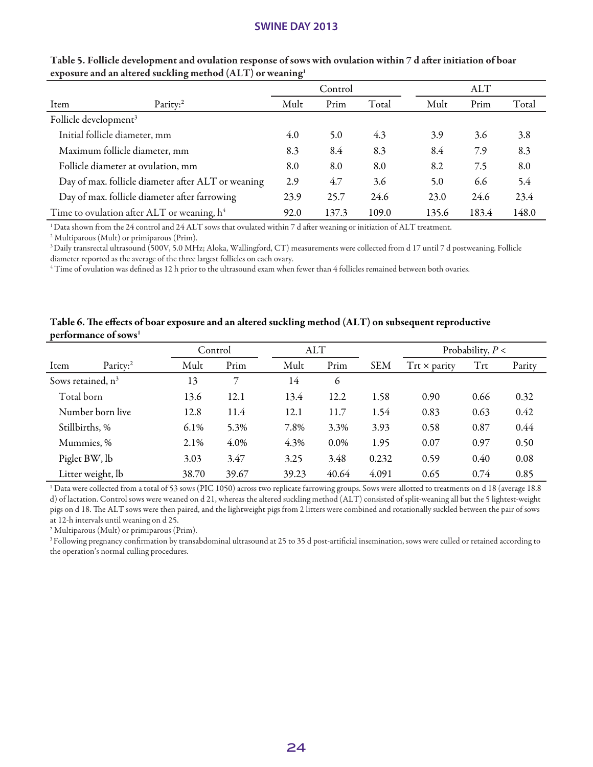**Table 5. Follicle development and ovulation response of sows with ovulation within 7 d after initiation of boar exposure and an altered suckling method (ALT) or weaning[1]**

| Item | Parity:[2] | Control | | | ALT | | |
|---|---|---|---|---|---|---|---|
| | | Mult | Prim | Total | Mult | Prim | Total |
| Follicle development[3] | | | | | | | |
| Initial follicle diameter, mm | | 4.0 | 5.0 | 4.3 | 3.9 | 3.6 | 3.8 |
| Maximum follicle diameter, mm | | 8.3 | 8.4 | 8.3 | 8.4 | 7.9 | 8.3 |
| Follicle diameter at ovulation, mm | | 8.0 | 8.0 | 8.0 | 8.2 | 7.5 | 8.0 |
| Day of max. follicle diameter after ALT or weaning | | 2.9 | 4.7 | 3.6 | 5.0 | 6.6 | 5.4 |
| Day of max. follicle diameter after farrowing | | 23.9 | 25.7 | 24.6 | 23.0 | 24.6 | 23.4 |
| Time to ovulation after ALT or weaning, h[4] | | 92.0 | 137.3 | 109.0 | 135.6 | 183.4 | 148.0 |

[1] Data shown from the 24 control and 24 ALT sows that ovulated within 7 d after weaning or initiation of ALT treatment.

[2] Multiparous (Mult) or primiparous (Prim).

[3] Daily transrectal ultrasound (500V, 5.0 MHz; Aloka, Wallingford, CT) measurements were collected from d 17 until 7 d postweaning. Follicle diameter reported as the average of the three largest follicles on each ovary.

[4] Time of ovulation was defined as 12 h prior to the ultrasound exam when fewer than 4 follicles remained between both ovaries.

**Table 6. The effects of boar exposure and an altered suckling method (ALT) on subsequent reproductive performance of sows[1]**

| Item | Parity:[2] | Control | | ALT | | SEM | Probability, $P <$ | | |
|---|---|---|---|---|---|---|---|---|---|
| | | Mult | Prim | Mult | Prim | | Trt × parity | Trt | Parity |
| Sows retained, n[3] | | 13 | 7 | 14 | 6 | | | | |
| Total born | | 13.6 | 12.1 | 13.4 | 12.2 | 1.58 | 0.90 | 0.66 | 0.32 |
| Number born live | | 12.8 | 11.4 | 12.1 | 11.7 | 1.54 | 0.83 | 0.63 | 0.42 |
| Stillbirths, % | | 6.1% | 5.3% | 7.8% | 3.3% | 3.93 | 0.58 | 0.87 | 0.44 |
| Mummies, % | | 2.1% | 4.0% | 4.3% | 0.0% | 1.95 | 0.07 | 0.97 | 0.50 |
| Piglet BW, lb | | 3.03 | 3.47 | 3.25 | 3.48 | 0.232 | 0.59 | 0.40 | 0.08 |
| Litter weight, lb | | 38.70 | 39.67 | 39.23 | 40.64 | 4.091 | 0.65 | 0.74 | 0.85 |

[1] Data were collected from a total of 53 sows (PIC 1050) across two replicate farrowing groups. Sows were allotted to treatments on d 18 (average 18.8 d) of lactation. Control sows were weaned on d 21, whereas the altered suckling method (ALT) consisted of split-weaning all but the 5 lightest-weight pigs on d 18. The ALT sows were then paired, and the lightweight pigs from 2 litters were combined and rotationally suckled between the pair of sows at 12-h intervals until weaning on d 25.

[2] Multiparous (Mult) or primiparous (Prim).

[3] Following pregnancy confirmation by transabdominal ultrasound at 25 to 35 d post-artificial insemination, sows were culled or retained according to the operation's normal culling procedures.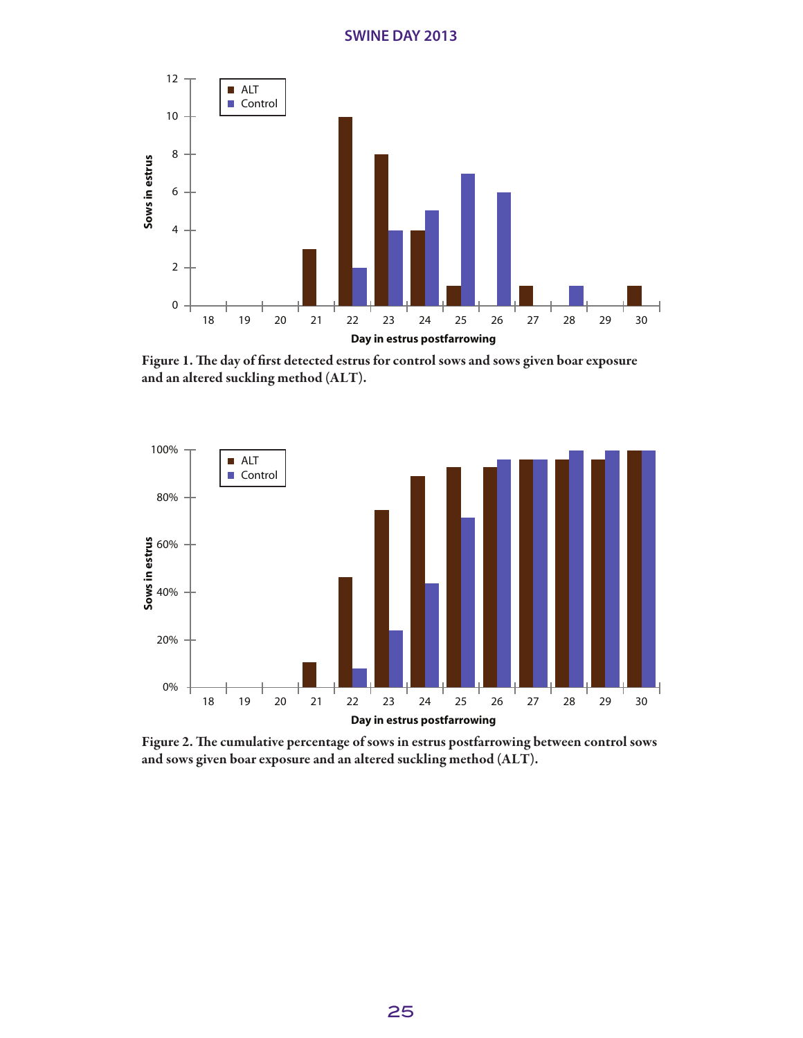Figure 1. The day of first detected estrus for control sows and sows given boar exposure and an altered suckling method (ALT).

Figure 2. The cumulative percentage of sows in estrus postfarrowing between control sows and sows given boar exposure and an altered suckling method (ALT).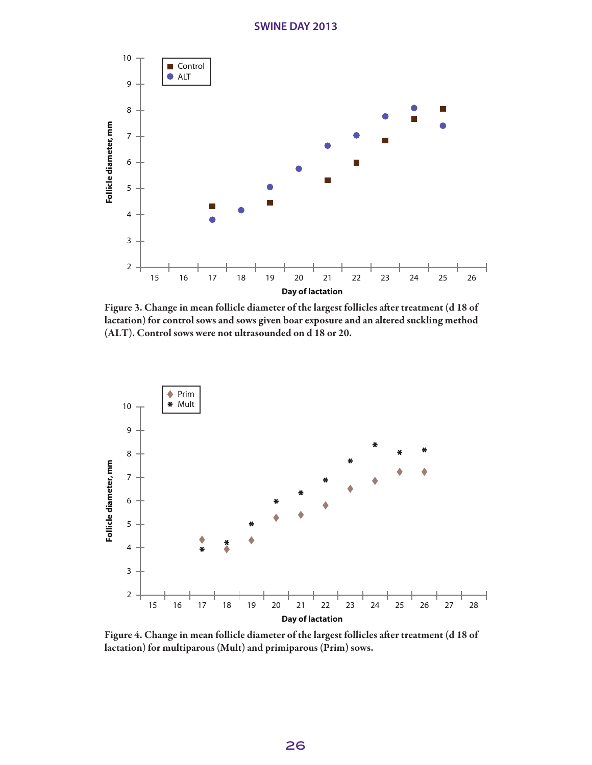10
9
8
7
6
5
4
3
2

Control
ALT

Follicle diameter, mm

15 16 17 18 19 20 21 22 23 24 25 26

Day of lactation

**Figure 3. Change in mean follicle diameter of the largest follicles after treatment (d 18 of lactation) for control sows and sows given boar exposure and an altered suckling method (ALT). Control sows were not ultrasounded on d 18 or 20.**

Prim
Mult

10
9
8
7
6
5
4
3
2

Follicle diameter, mm

15 16 17 18 19 20 21 22 23 24 25 26 27 28

Day of lactation

**Figure 4. Change in mean follicle diameter of the largest follicles after treatment (d 18 of lactation) for multiparous (Mult) and primiparous (Prim) sows.**